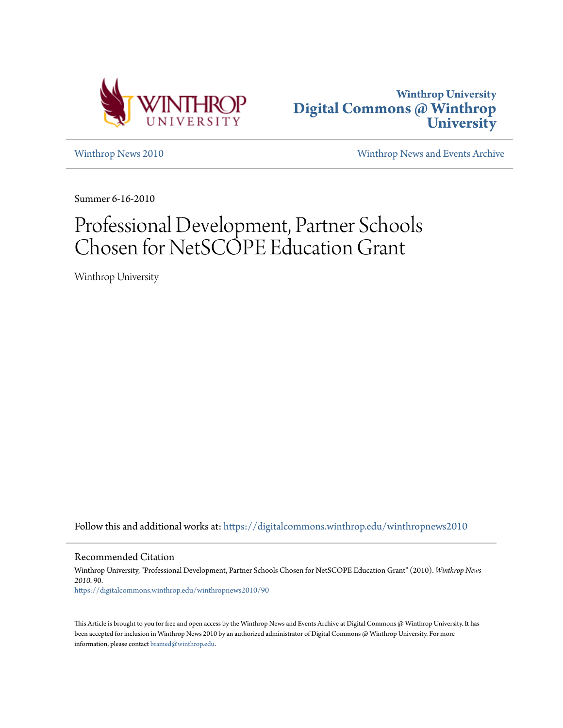Winthrop University
# Digital Commons @ Winthrop University

Winthrop News 2010 | Winthrop News and Events Archive

Summer 6-16-2010

# Professional Development, Partner Schools Chosen for NetSCOPE Education Grant

Winthrop University

Follow this and additional works at: https://digitalcommons.winthrop.edu/winthropnews2010

## Recommended Citation

Winthrop University, "Professional Development, Partner Schools Chosen for NetSCOPE Education Grant" (2010). *Winthrop News 2010*. 90.
https://digitalcommons.winthrop.edu/winthropnews2010/90

This Article is brought to you for free and open access by the Winthrop News and Events Archive at Digital Commons @ Winthrop University. It has been accepted for inclusion in Winthrop News 2010 by an authorized administrator of Digital Commons @ Winthrop University. For more information, please contact bramed@winthrop.edu.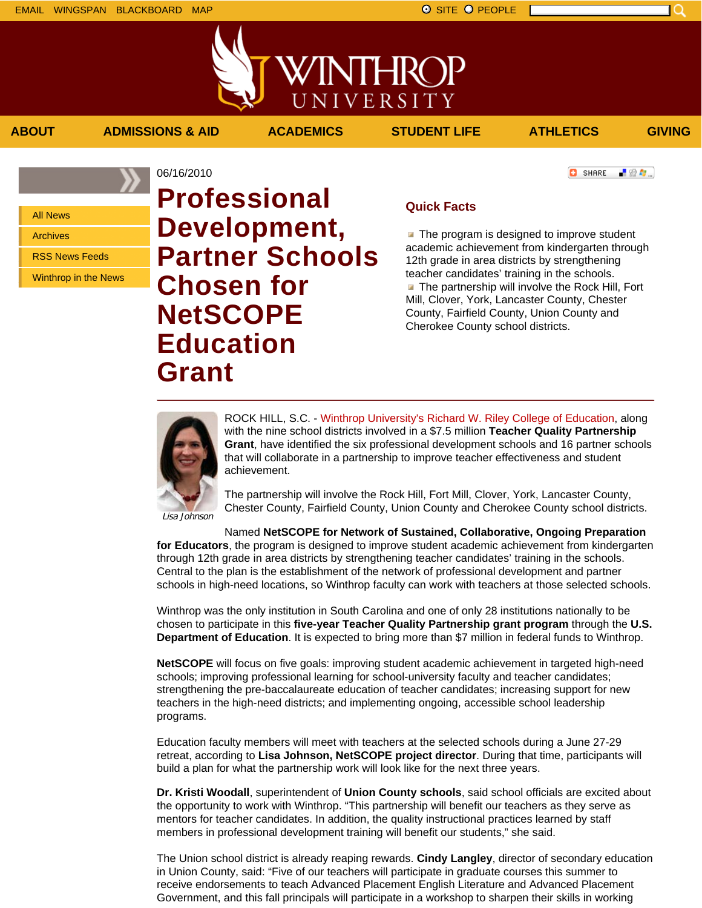EMAIL WINGSPAN BLACKBOARD MAP

SITE PEOPLE

ABOUT | ADMISSIONS & AID | ACADEMICS | STUDENT LIFE | ATHLETICS | GIVING

- All News
- Archives
- RSS News Feeds
- Winthrop in the News

06/16/2010

# Professional Development, Partner Schools Chosen for NetSCOPE Education Grant

### Quick Facts

- The program is designed to improve student academic achievement from kindergarten through 12th grade in area districts by strengthening teacher candidates' training in the schools.
- The partnership will involve the Rock Hill, Fort Mill, Clover, York, Lancaster County, Chester County, Fairfield County, Union County and Cherokee County school districts.

---

Lisa Johnson

ROCK HILL, S.C. - Winthrop University's Richard W. Riley College of Education, along with the nine school districts involved in a $7.5 million **Teacher Quality Partnership Grant**, have identified the six professional development schools and 16 partner schools that will collaborate in a partnership to improve teacher effectiveness and student achievement.

The partnership will involve the Rock Hill, Fort Mill, Clover, York, Lancaster County, Chester County, Fairfield County, Union County and Cherokee County school districts.

Named **NetSCOPE for Network of Sustained, Collaborative, Ongoing Preparation for Educators**, the program is designed to improve student academic achievement from kindergarten through 12th grade in area districts by strengthening teacher candidates' training in the schools. Central to the plan is the establishment of the network of professional development and partner schools in high-need locations, so Winthrop faculty can work with teachers at those selected schools.

Winthrop was the only institution in South Carolina and one of only 28 institutions nationally to be chosen to participate in this **five-year Teacher Quality Partnership grant program** through the **U.S. Department of Education**. It is expected to bring more than $7 million in federal funds to Winthrop.

**NetSCOPE** will focus on five goals: improving student academic achievement in targeted high-need schools; improving professional learning for school-university faculty and teacher candidates; strengthening the pre-baccalaureate education of teacher candidates; increasing support for new teachers in the high-need districts; and implementing ongoing, accessible school leadership programs.

Education faculty members will meet with teachers at the selected schools during a June 27-29 retreat, according to **Lisa Johnson, NetSCOPE project director**. During that time, participants will build a plan for what the partnership work will look like for the next three years.

**Dr. Kristi Woodall**, superintendent of **Union County schools**, said school officials are excited about the opportunity to work with Winthrop. "This partnership will benefit our teachers as they serve as mentors for teacher candidates. In addition, the quality instructional practices learned by staff members in professional development training will benefit our students," she said.

The Union school district is already reaping rewards. **Cindy Langley**, director of secondary education in Union County, said: "Five of our teachers will participate in graduate courses this summer to receive endorsements to teach Advanced Placement English Literature and Advanced Placement Government, and this fall principals will participate in a workshop to sharpen their skills in working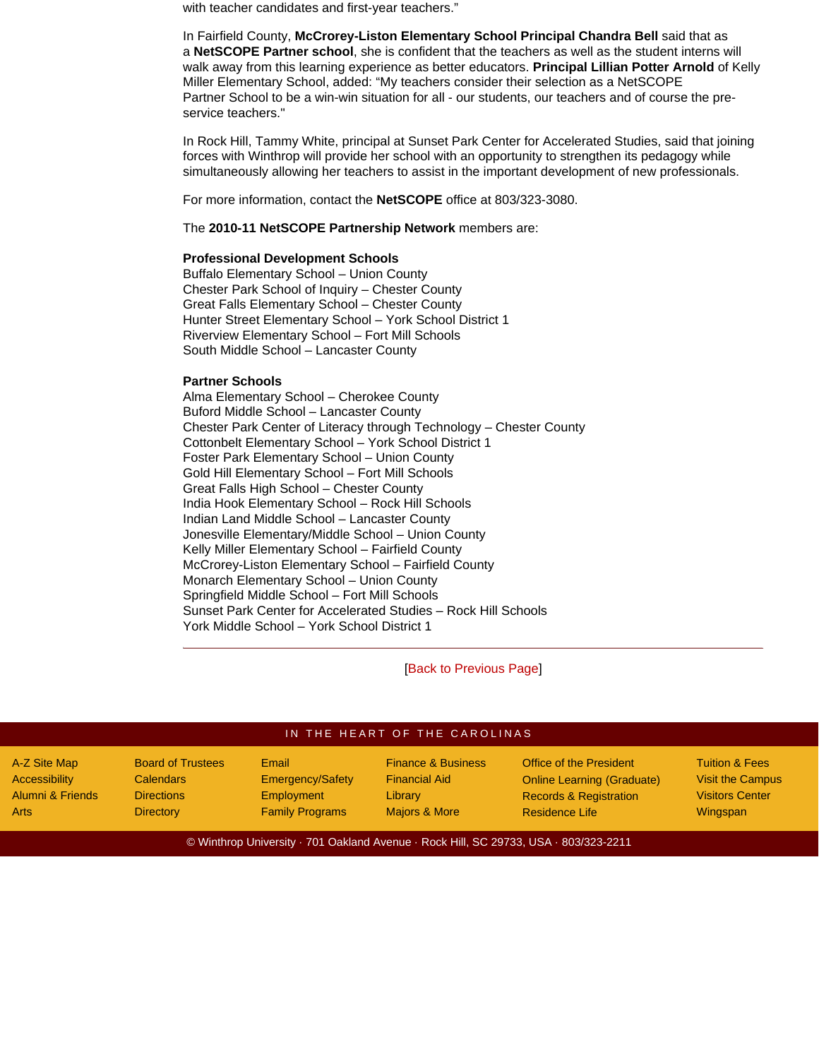with teacher candidates and first-year teachers."

In Fairfield County, **McCrorey-Liston Elementary School Principal Chandra Bell** said that as a **NetSCOPE Partner school**, she is confident that the teachers as well as the student interns will walk away from this learning experience as better educators. **Principal Lillian Potter Arnold** of Kelly Miller Elementary School, added: "My teachers consider their selection as a NetSCOPE Partner School to be a win-win situation for all - our students, our teachers and of course the pre-service teachers."

In Rock Hill, Tammy White, principal at Sunset Park Center for Accelerated Studies, said that joining forces with Winthrop will provide her school with an opportunity to strengthen its pedagogy while simultaneously allowing her teachers to assist in the important development of new professionals.

For more information, contact the **NetSCOPE** office at 803/323-3080.

The **2010-11 NetSCOPE Partnership Network** members are:

**Professional Development Schools**
Buffalo Elementary School – Union County
Chester Park School of Inquiry – Chester County
Great Falls Elementary School – Chester County
Hunter Street Elementary School – York School District 1
Riverview Elementary School – Fort Mill Schools
South Middle School – Lancaster County

**Partner Schools**
Alma Elementary School – Cherokee County
Buford Middle School – Lancaster County
Chester Park Center of Literacy through Technology – Chester County
Cottonbelt Elementary School – York School District 1
Foster Park Elementary School – Union County
Gold Hill Elementary School – Fort Mill Schools
Great Falls High School – Chester County
India Hook Elementary School – Rock Hill Schools
Indian Land Middle School – Lancaster County
Jonesville Elementary/Middle School – Union County
Kelly Miller Elementary School – Fairfield County
McCrorey-Liston Elementary School – Fairfield County
Monarch Elementary School – Union County
Springfield Middle School – Fort Mill Schools
Sunset Park Center for Accelerated Studies – Rock Hill Schools
York Middle School – York School District 1

---

[Back to Previous Page]

IN THE HEART OF THE CAROLINAS

A-Z Site Map
Accessibility
Alumni & Friends
Arts
Board of Trustees
Calendars
Directions
Directory
Email
Emergency/Safety
Employment
Family Programs
Finance & Business
Financial Aid
Library
Majors & More
Office of the President
Online Learning (Graduate)
Records & Registration
Residence Life
Tuition & Fees
Visit the Campus
Visitors Center
Wingspan

© Winthrop University · 701 Oakland Avenue · Rock Hill, SC 29733, USA · 803/323-2211